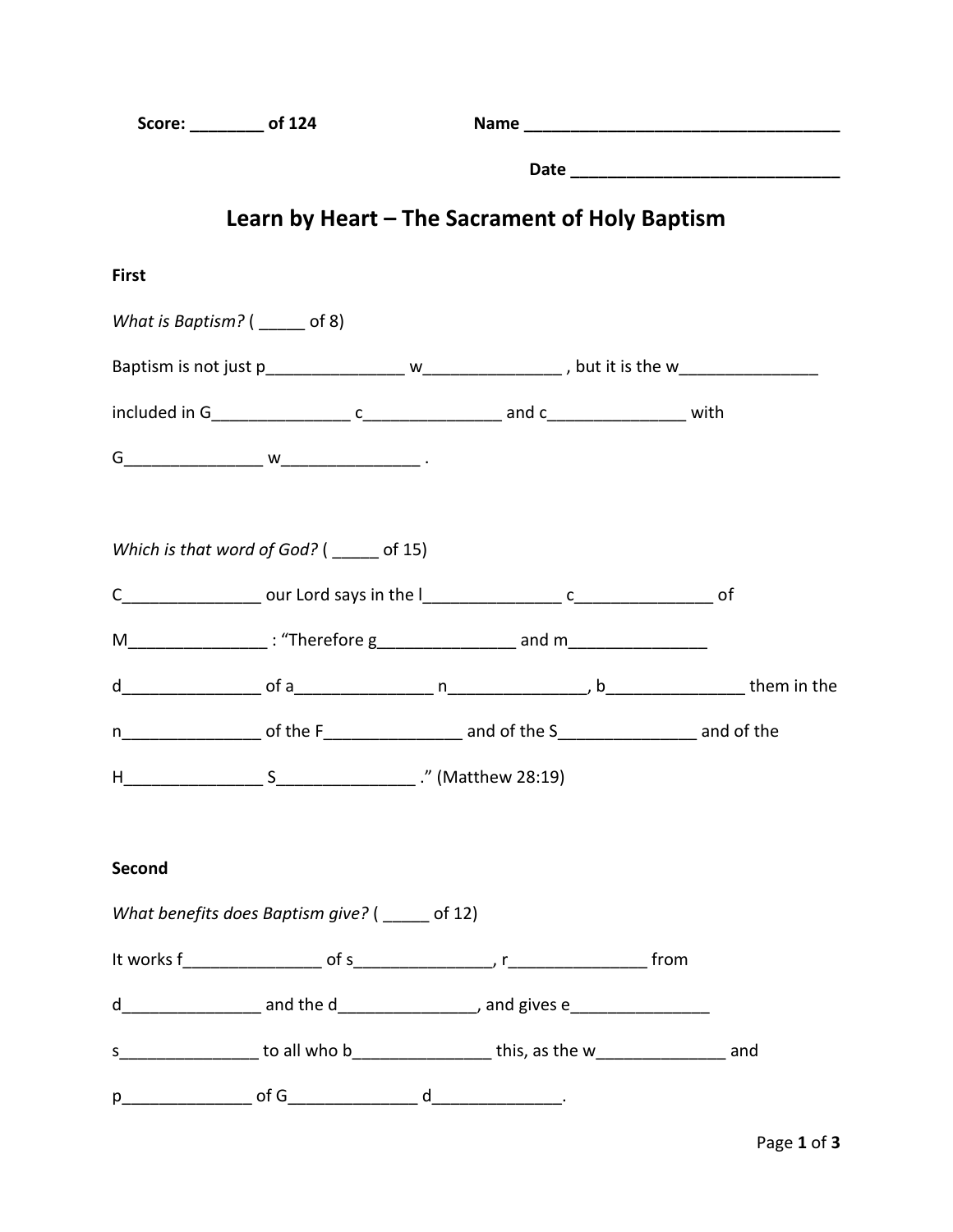**Score: ________ of 124** **Name ___________________________________**

**Date ______________________________**

# Learn by Heart – The Sacrament of Holy Baptism

**First**

*What is Baptism?* ( _____ of 8)

Baptism is not just p_______________ w_______________ , but it is the w_______________ included in G_______________ c_______________ and c_______________ with G_______________ w_______________ .

*Which is that word of God?* ( _____ of 15)

C_______________ our Lord says in the l_______________ c_______________ of M_______________ : "Therefore g_______________ and m_______________ d_______________ of a_______________ n_______________, b_______________ them in the n_______________ of the F_______________ and of the S_______________ and of the H_______________ S_______________ ." (Matthew 28:19)

**Second**

*What benefits does Baptism give?* ( _____ of 12)

It works f_______________ of s_______________, r_______________ from d_______________ and the d_______________, and gives e_______________ s_______________ to all who b_______________ this, as the w______________ and p______________ of G______________ d______________.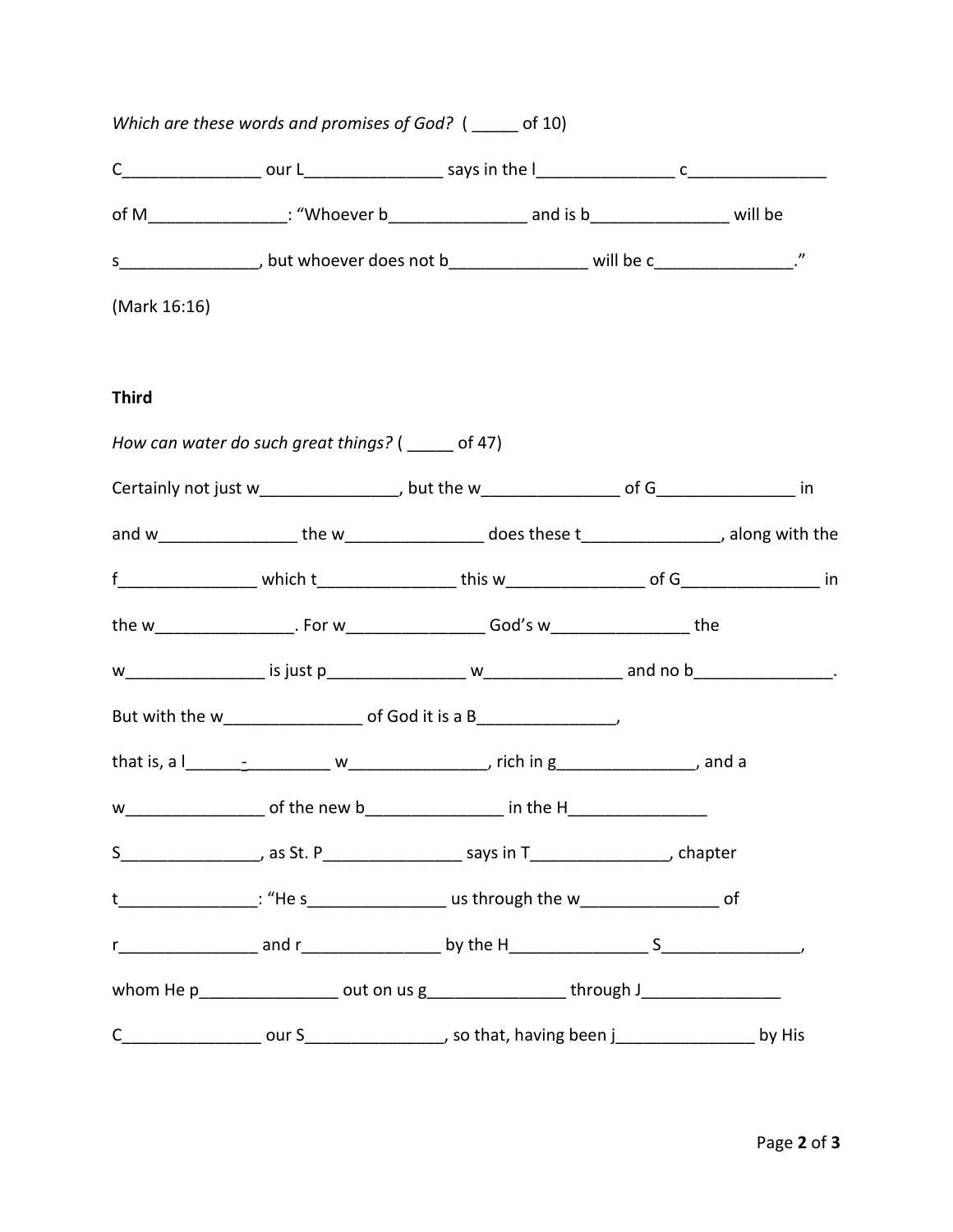*Which are these words and promises of God?* ( _____ of 10)

C_______________ our L_______________ says in the l_______________ c_______________ of M_______________: "Whoever b_______________ and is b_______________ will be s_______________, but whoever does not b_______________ will be c_______________." (Mark 16:16)

**Third**

*How can water do such great things?* ( _____ of 47)

Certainly not just w_______________, but the w_______________ of G_______________ in and w_______________ the w_______________ does these t_______________, along with the f_______________ which t_______________ this w_______________ of G_______________ in the w_______________. For w_______________ God's w_______________ the w_______________ is just p_______________ w_______________ and no b_______________. But with the w_______________ of God it is a B_______________, that is, a l______-_________ w_______________, rich in g_______________, and a w_______________ of the new b_______________ in the H_______________ S_______________, as St. P_______________ says in T_______________, chapter t_______________: "He s_______________ us through the w_______________ of r_______________ and r_______________ by the H_______________ S_______________, whom He p_______________ out on us g_______________ through J_______________ C_______________ our S_______________, so that, having been j_______________ by His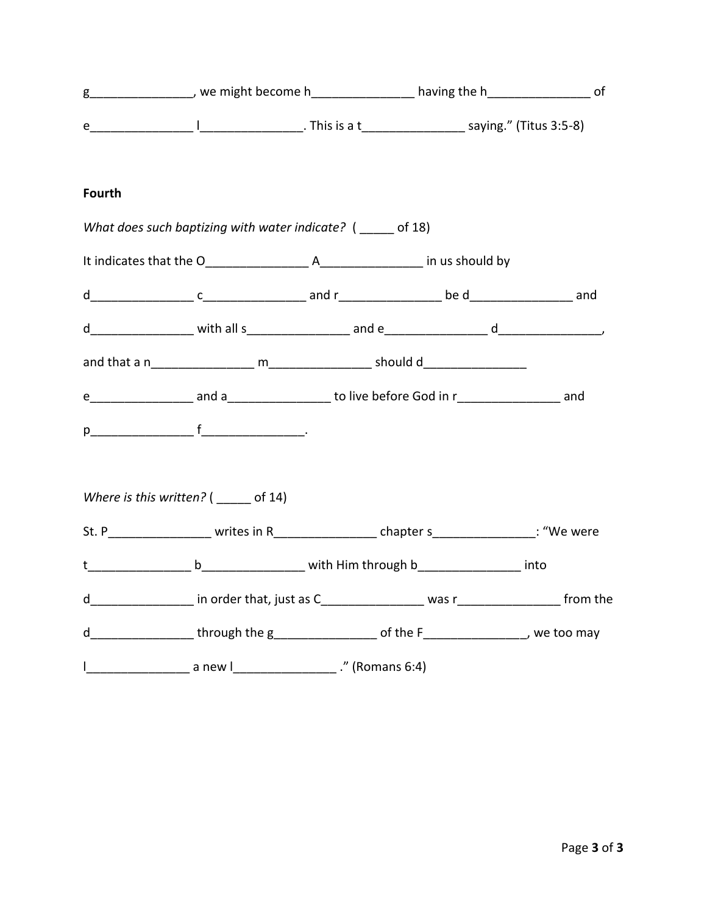g_______________, we might become h_______________ having the h_______________ of e_______________ l_______________. This is a t_______________ saying." (Titus 3:5-8)

**Fourth**

*What does such baptizing with water indicate?* ( _____ of 18)

It indicates that the O_______________ A_______________ in us should by d_______________ c_______________ and r_______________ be d_______________ and d_______________ with all s_______________ and e_______________ d_______________, and that a n_______________ m_______________ should d_______________ e_______________ and a_______________ to live before God in r_______________ and p_______________ f_______________.

*Where is this written?* ( _____ of 14)

St. P_______________ writes in R_______________ chapter s_______________: "We were t_______________ b_______________ with Him through b_______________ into d_______________ in order that, just as C_______________ was r_______________ from the d_______________ through the g_______________ of the F_______________, we too may l_______________ a new l_______________ ." (Romans 6:4)